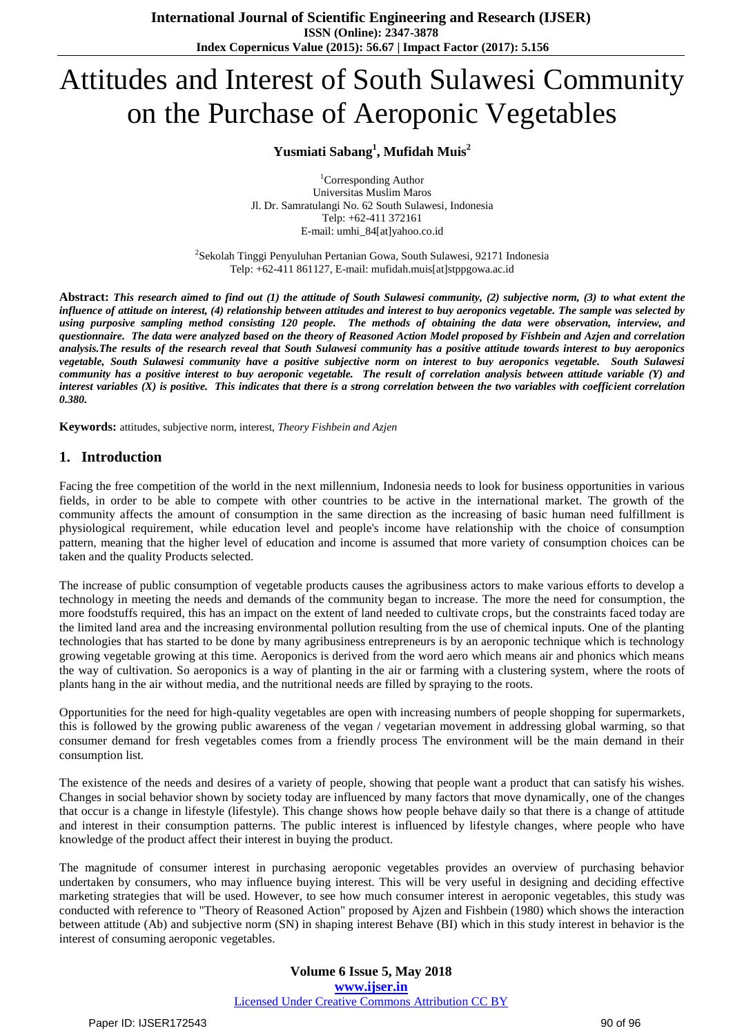# Attitudes and Interest of South Sulawesi Community on the Purchase of Aeroponic Vegetables

**Yusmiati Sabang[1], Mufidah Muis[2]**

[1]Corresponding Author
Universitas Muslim Maros
Jl. Dr. Samratulangi No. 62 South Sulawesi, Indonesia
Telp: +62-411 372161
E-mail: umhi_84[at]yahoo.co.id

[2]Sekolah Tinggi Penyuluhan Pertanian Gowa, South Sulawesi, 92171 Indonesia
Telp: +62-411 861127, E-mail: mufidah.muis[at]stppgowa.ac.id

**Abstract:** ***This research aimed to find out (1) the attitude of South Sulawesi community, (2) subjective norm, (3) to what extent the influence of attitude on interest, (4) relationship between attitudes and interest to buy aeroponics vegetable. The sample was selected by using purposive sampling method consisting 120 people. The methods of obtaining the data were observation, interview, and questionnaire. The data were analyzed based on the theory of Reasoned Action Model proposed by Fishbein and Azjen and correlation analysis.The results of the research reveal that South Sulawesi community has a positive attitude towards interest to buy aeroponics vegetable, South Sulawesi community have a positive subjective norm on interest to buy aeroponics vegetable. South Sulawesi community has a positive interest to buy aeroponic vegetable. The result of correlation analysis between attitude variable (Y) and interest variables (X) is positive. This indicates that there is a strong correlation between the two variables with coefficient correlation 0.380.***

**Keywords:** attitudes, subjective norm, interest, *Theory Fishbein and Azjen*

## 1. Introduction

Facing the free competition of the world in the next millennium, Indonesia needs to look for business opportunities in various fields, in order to be able to compete with other countries to be active in the international market. The growth of the community affects the amount of consumption in the same direction as the increasing of basic human need fulfillment is physiological requirement, while education level and people's income have relationship with the choice of consumption pattern, meaning that the higher level of education and income is assumed that more variety of consumption choices can be taken and the quality Products selected.

The increase of public consumption of vegetable products causes the agribusiness actors to make various efforts to develop a technology in meeting the needs and demands of the community began to increase. The more the need for consumption, the more foodstuffs required, this has an impact on the extent of land needed to cultivate crops, but the constraints faced today are the limited land area and the increasing environmental pollution resulting from the use of chemical inputs. One of the planting technologies that has started to be done by many agribusiness entrepreneurs is by an aeroponic technique which is technology growing vegetable growing at this time. Aeroponics is derived from the word aero which means air and phonics which means the way of cultivation. So aeroponics is a way of planting in the air or farming with a clustering system, where the roots of plants hang in the air without media, and the nutritional needs are filled by spraying to the roots.

Opportunities for the need for high-quality vegetables are open with increasing numbers of people shopping for supermarkets, this is followed by the growing public awareness of the vegan / vegetarian movement in addressing global warming, so that consumer demand for fresh vegetables comes from a friendly process The environment will be the main demand in their consumption list.

The existence of the needs and desires of a variety of people, showing that people want a product that can satisfy his wishes. Changes in social behavior shown by society today are influenced by many factors that move dynamically, one of the changes that occur is a change in lifestyle (lifestyle). This change shows how people behave daily so that there is a change of attitude and interest in their consumption patterns. The public interest is influenced by lifestyle changes, where people who have knowledge of the product affect their interest in buying the product.

The magnitude of consumer interest in purchasing aeroponic vegetables provides an overview of purchasing behavior undertaken by consumers, who may influence buying interest. This will be very useful in designing and deciding effective marketing strategies that will be used. However, to see how much consumer interest in aeroponic vegetables, this study was conducted with reference to "Theory of Reasoned Action" proposed by Ajzen and Fishbein (1980) which shows the interaction between attitude (Ab) and subjective norm (SN) in shaping interest Behave (BI) which in this study interest in behavior is the interest of consuming aeroponic vegetables.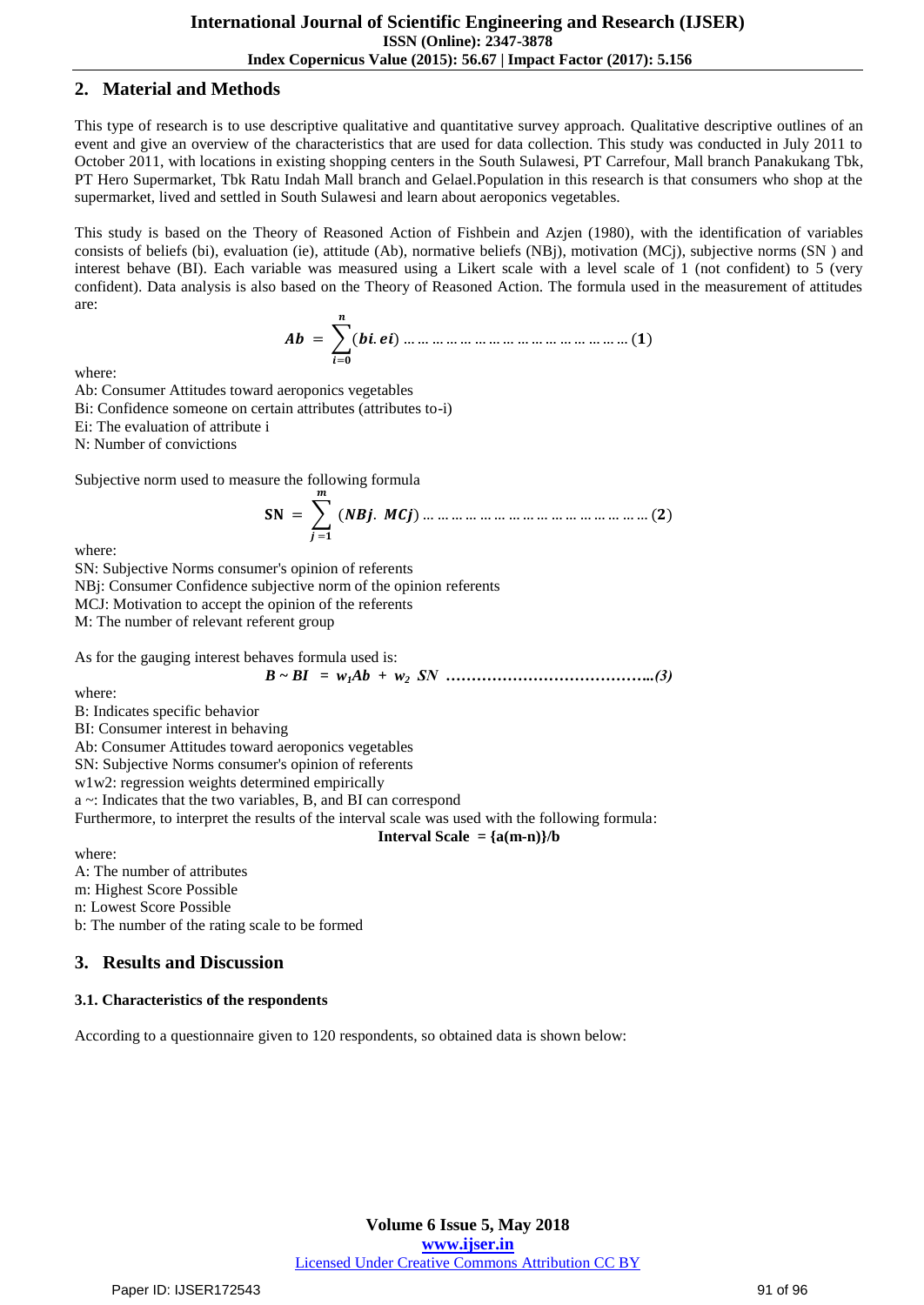## 2. Material and Methods

This type of research is to use descriptive qualitative and quantitative survey approach. Qualitative descriptive outlines of an event and give an overview of the characteristics that are used for data collection. This study was conducted in July 2011 to October 2011, with locations in existing shopping centers in the South Sulawesi, PT Carrefour, Mall branch Panakukang Tbk, PT Hero Supermarket, Tbk Ratu Indah Mall branch and Gelael.Population in this research is that consumers who shop at the supermarket, lived and settled in South Sulawesi and learn about aeroponics vegetables.

This study is based on the Theory of Reasoned Action of Fishbein and Azjen (1980), with the identification of variables consists of beliefs (bi), evaluation (ie), attitude (Ab), normative beliefs (NBj), motivation (MCj), subjective norms (SN ) and interest behave (BI). Each variable was measured using a Likert scale with a level scale of 1 (not confident) to 5 (very confident). Data analysis is also based on the Theory of Reasoned Action. The formula used in the measurement of attitudes are:

$$\boldsymbol{Ab} = \sum_{i=0}^{n} (\boldsymbol{bi}.\boldsymbol{ei}) \ldots\ldots\ldots\ldots\ldots\ldots\ldots\ldots\ldots\ldots\ldots\ldots\ldots\ldots (\mathbf{1})$$

where:
Ab: Consumer Attitudes toward aeroponics vegetables
Bi: Confidence someone on certain attributes (attributes to-i)
Ei: The evaluation of attribute i
N: Number of convictions

Subjective norm used to measure the following formula

$$\mathbf{SN} = \sum_{j=1}^{m} (\boldsymbol{NBj}.\ \boldsymbol{MCj}) \ldots\ldots\ldots\ldots\ldots\ldots\ldots\ldots\ldots\ldots\ldots\ldots\ldots\ldots (\mathbf{2})$$

where:
SN: Subjective Norms consumer's opinion of referents
NBj: Consumer Confidence subjective norm of the opinion referents
MCJ: Motivation to accept the opinion of the referents
M: The number of relevant referent group

As for the gauging interest behaves formula used is:

$$B \sim BI = w_1Ab + w_2\ SN \ldots\ldots\ldots\ldots\ldots\ldots\ldots\ldots\ldots\ldots\ldots\ldots (3)$$

where:
B: Indicates specific behavior
BI: Consumer interest in behaving
Ab: Consumer Attitudes toward aeroponics vegetables
SN: Subjective Norms consumer's opinion of referents
w1w2: regression weights determined empirically
a ~: Indicates that the two variables, B, and BI can correspond
Furthermore, to interpret the results of the interval scale was used with the following formula:

**Interval Scale = {a(m-n)}/b**

where:
A: The number of attributes
m: Highest Score Possible
n: Lowest Score Possible
b: The number of the rating scale to be formed

## 3. Results and Discussion

### 3.1. Characteristics of the respondents

According to a questionnaire given to 120 respondents, so obtained data is shown below: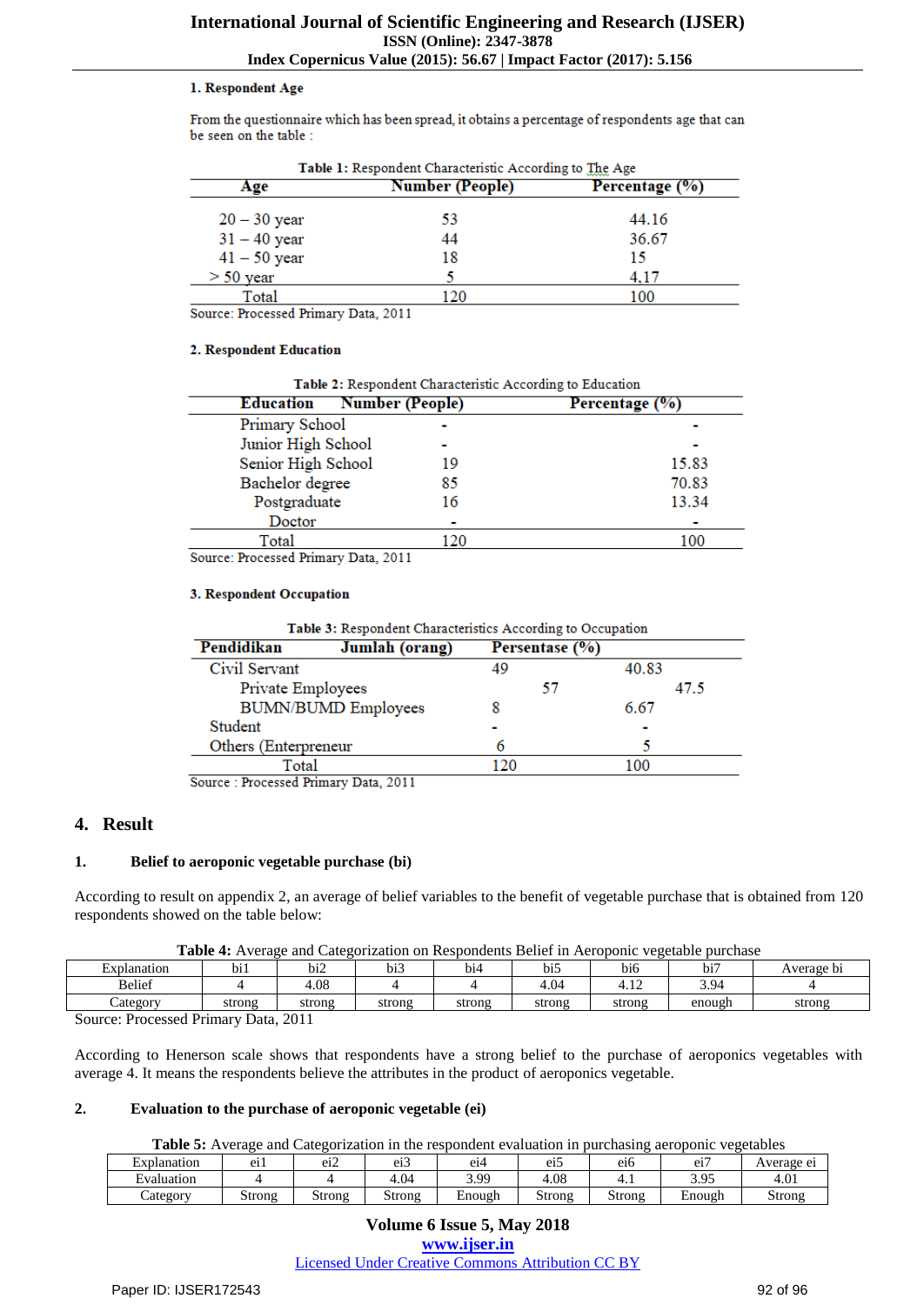**1. Respondent Age**

From the questionnaire which has been spread, it obtains a percentage of respondents age that can be seen on the table :

**Table 1:** Respondent Characteristic According to The Age

| Age | Number (People) | Percentage (%) |
|---|---|---|
| 20 – 30 year | 53 | 44.16 |
| 31 – 40 year | 44 | 36.67 |
| 41 – 50 year | 18 | 15 |
| > 50 year | 5 | 4,17 |
| Total | 120 | 100 |

Source: Processed Primary Data, 2011

**2. Respondent Education**

**Table 2:** Respondent Characteristic According to Education

| Education | Number (People) | Percentage (%) |
|---|---|---|
| Primary School | - | - |
| Junior High School | - | - |
| Senior High School | 19 | 15.83 |
| Bachelor degree | 85 | 70.83 |
| Postgraduate | 16 | 13.34 |
| Doctor | - | - |
| Total | 120 | 100 |

Source: Processed Primary Data, 2011

**3. Respondent Occupation**

**Table 3:** Respondent Characteristics According to Occupation

| Pendidikan | Jumlah (orang) | Persentase (%) |
|---|---|---|
| Civil Servant | 49 | 40.83 |
| Private Employees | 57 | 47.5 |
| BUMN/BUMD Employees | 8 | 6.67 |
| Student | - | - |
| Others (Enterpreneur | 6 | 5 |
| Total | 120 | 100 |

Source : Processed Primary Data, 2011

## 4. Result

### 1. Belief to aeroponic vegetable purchase (bi)

According to result on appendix 2, an average of belief variables to the benefit of vegetable purchase that is obtained from 120 respondents showed on the table below:

**Table 4:** Average and Categorization on Respondents Belief in Aeroponic vegetable purchase

| Explanation | bi1 | bi2 | bi3 | bi4 | bi5 | bi6 | bi7 | Average bi |
|---|---|---|---|---|---|---|---|---|
| Belief | 4 | 4.08 | 4 | 4 | 4.04 | 4.12 | 3.94 | 4 |
| Category | strong | strong | strong | strong | strong | strong | enough | strong |

Source: Processed Primary Data, 2011

According to Henerson scale shows that respondents have a strong belief to the purchase of aeroponics vegetables with average 4. It means the respondents believe the attributes in the product of aeroponics vegetable.

### 2. Evaluation to the purchase of aeroponic vegetable (ei)

**Table 5:** Average and Categorization in the respondent evaluation in purchasing aeroponic vegetables

| Explanation | ei1 | ei2 | ei3 | ei4 | ei5 | ei6 | ei7 | Average ei |
|---|---|---|---|---|---|---|---|---|
| Evaluation | 4 | 4 | 4.04 | 3.99 | 4.08 | 4.1 | 3.95 | 4.01 |
| Category | Strong | Strong | Strong | Enough | Strong | Strong | Enough | Strong |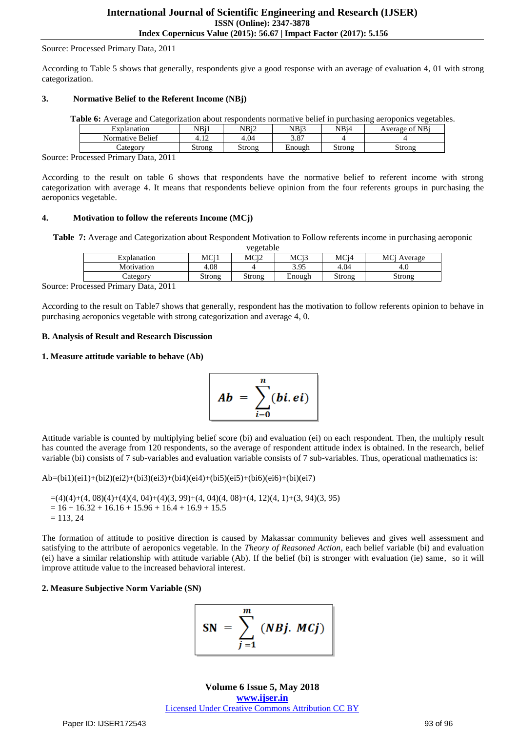Source: Processed Primary Data, 2011

According to Table 5 shows that generally, respondents give a good response with an average of evaluation 4, 01 with strong categorization.

### 3. Normative Belief to the Referent Income (NBj)

**Table 6:** Average and Categorization about respondents normative belief in purchasing aeroponics vegetables.

| Explanation | NBj1 | NBj2 | NBj3 | NBj4 | Average of NBj |
|---|---|---|---|---|---|
| Normative Belief | 4.12 | 4.04 | 3.87 | 4 | 4 |
| Category | Strong | Strong | Enough | Strong | Strong |

Source: Processed Primary Data, 2011

According to the result on table 6 shows that respondents have the normative belief to referent income with strong categorization with average 4. It means that respondents believe opinion from the four referents groups in purchasing the aeroponics vegetable.

### 4. Motivation to follow the referents Income (MCj)

**Table 7:** Average and Categorization about Respondent Motivation to Follow referents income in purchasing aeroponic vegetable

| Explanation | MCj1 | MCj2 | MCj3 | MCj4 | MCj Average |
|---|---|---|---|---|---|
| Motivation | 4.08 | 4 | 3.95 | 4.04 | 4.0 |
| Category | Strong | Strong | Enough | Strong | Strong |

Source: Processed Primary Data, 2011

According to the result on Table7 shows that generally, respondent has the motivation to follow referents opinion to behave in purchasing aeroponics vegetable with strong categorization and average 4, 0.

## B. Analysis of Result and Research Discussion

### 1. Measure attitude variable to behave (Ab)

$$Ab = \sum_{i=0}^{n} (bi.\,ei)$$

Attitude variable is counted by multiplying belief score (bi) and evaluation (ei) on each respondent. Then, the multiply result has counted the average from 120 respondents, so the average of respondent attitude index is obtained. In the research, belief variable (bi) consists of 7 sub-variables and evaluation variable consists of 7 sub-variables. Thus, operational mathematics is:

Ab=(bi1)(ei1)+(bi2)(ei2)+(bi3)(ei3)+(bi4)(ei4)+(bi5)(ei5)+(bi6)(ei6)+(bi)(ei7)

=(4)(4)+(4, 08)(4)+(4)(4, 04)+(4)(3, 99)+(4, 04)(4, 08)+(4, 12)(4, 1)+(3, 94)(3, 95)
= 16 + 16.32 + 16.16 + 15.96 + 16.4 + 16.9 + 15.5
= 113, 24

The formation of attitude to positive direction is caused by Makassar community believes and gives well assessment and satisfying to the attribute of aeroponics vegetable. In the *Theory of Reasoned Action*, each belief variable (bi) and evaluation (ei) have a similar relationship with attitude variable (Ab). If the belief (bi) is stronger with evaluation (ie) same, so it will improve attitude value to the increased behavioral interest.

### 2. Measure Subjective Norm Variable (SN)

$$SN = \sum_{j=1}^{m} (NBj.\,MCj)$$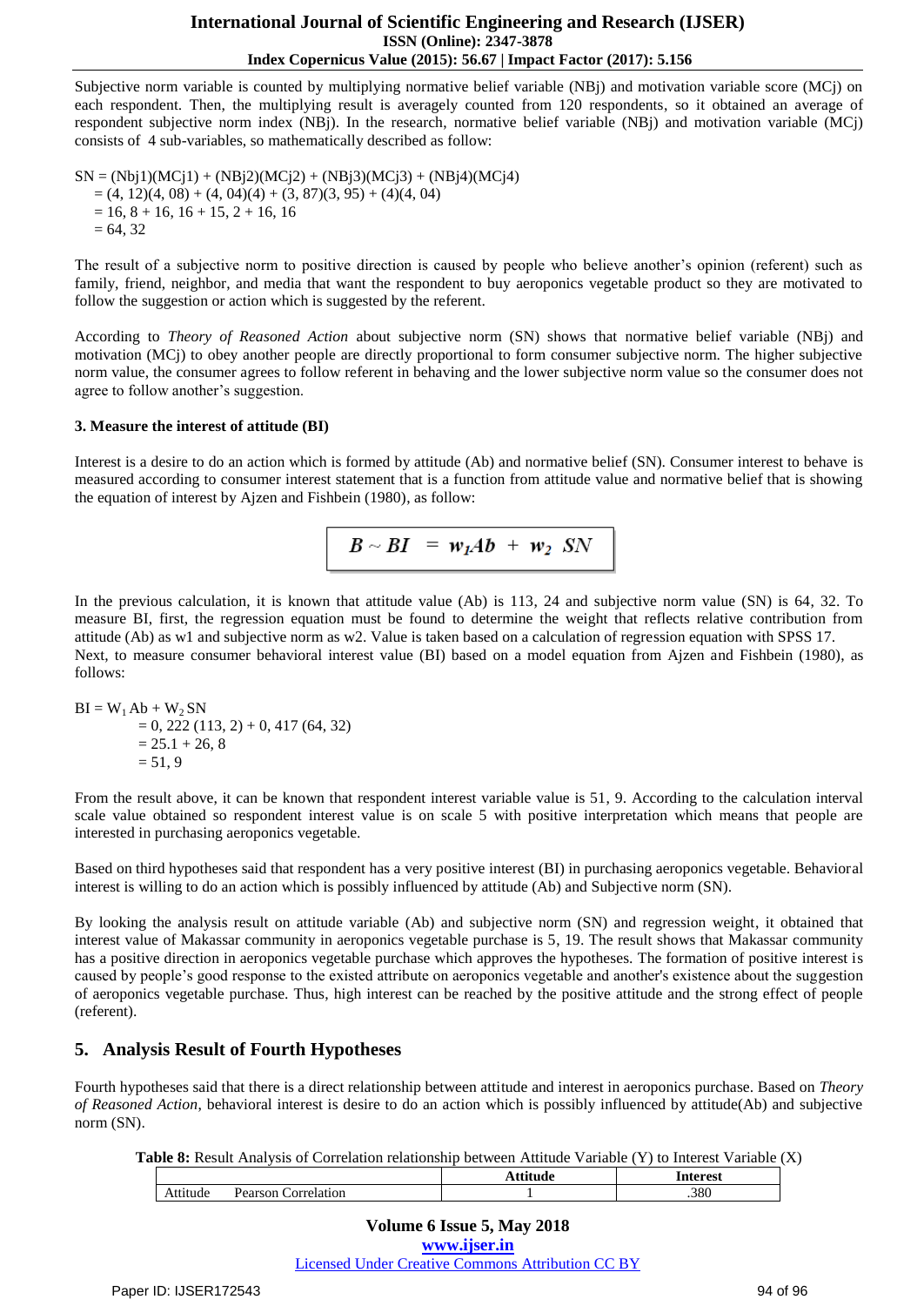Subjective norm variable is counted by multiplying normative belief variable (NBj) and motivation variable score (MCj) on each respondent. Then, the multiplying result is averagely counted from 120 respondents, so it obtained an average of respondent subjective norm index (NBj). In the research, normative belief variable (NBj) and motivation variable (MCj) consists of 4 sub-variables, so mathematically described as follow:

SN = (Nbj1)(MCj1) + (NBj2)(MCj2) + (NBj3)(MCj3) + (NBj4)(MCj4)
= (4, 12)(4, 08) + (4, 04)(4) + (3, 87)(3, 95) + (4)(4, 04)
= 16, 8 + 16, 16 + 15, 2 + 16, 16
= 64, 32

The result of a subjective norm to positive direction is caused by people who believe another's opinion (referent) such as family, friend, neighbor, and media that want the respondent to buy aeroponics vegetable product so they are motivated to follow the suggestion or action which is suggested by the referent.

According to *Theory of Reasoned Action* about subjective norm (SN) shows that normative belief variable (NBj) and motivation (MCj) to obey another people are directly proportional to form consumer subjective norm. The higher subjective norm value, the consumer agrees to follow referent in behaving and the lower subjective norm value so the consumer does not agree to follow another's suggestion.

**3. Measure the interest of attitude (BI)**

Interest is a desire to do an action which is formed by attitude (Ab) and normative belief (SN). Consumer interest to behave is measured according to consumer interest statement that is a function from attitude value and normative belief that is showing the equation of interest by Ajzen and Fishbein (1980), as follow:

$$B \sim BI = w_1 Ab + w_2\ SN$$

In the previous calculation, it is known that attitude value (Ab) is 113, 24 and subjective norm value (SN) is 64, 32. To measure BI, first, the regression equation must be found to determine the weight that reflects relative contribution from attitude (Ab) as w1 and subjective norm as w2. Value is taken based on a calculation of regression equation with SPSS 17.
Next, to measure consumer behavioral interest value (BI) based on a model equation from Ajzen and Fishbein (1980), as follows:

$BI = W_1\ Ab + W_2\ SN$
= 0, 222 (113, 2) + 0, 417 (64, 32)
= 25.1 + 26, 8
= 51, 9

From the result above, it can be known that respondent interest variable value is 51, 9. According to the calculation interval scale value obtained so respondent interest value is on scale 5 with positive interpretation which means that people are interested in purchasing aeroponics vegetable.

Based on third hypotheses said that respondent has a very positive interest (BI) in purchasing aeroponics vegetable. Behavioral interest is willing to do an action which is possibly influenced by attitude (Ab) and Subjective norm (SN).

By looking the analysis result on attitude variable (Ab) and subjective norm (SN) and regression weight, it obtained that interest value of Makassar community in aeroponics vegetable purchase is 5, 19. The result shows that Makassar community has a positive direction in aeroponics vegetable purchase which approves the hypotheses. The formation of positive interest is caused by people's good response to the existed attribute on aeroponics vegetable and another's existence about the suggestion of aeroponics vegetable purchase. Thus, high interest can be reached by the positive attitude and the strong effect of people (referent).

## 5. Analysis Result of Fourth Hypotheses

Fourth hypotheses said that there is a direct relationship between attitude and interest in aeroponics purchase. Based on *Theory of Reasoned Action*, behavioral interest is desire to do an action which is possibly influenced by attitude(Ab) and subjective norm (SN).

**Table 8:** Result Analysis of Correlation relationship between Attitude Variable (Y) to Interest Variable (X)

| | | Attitude | Interest |
|---|---|---|---|
| Attitude | Pearson Correlation | 1 | .380 |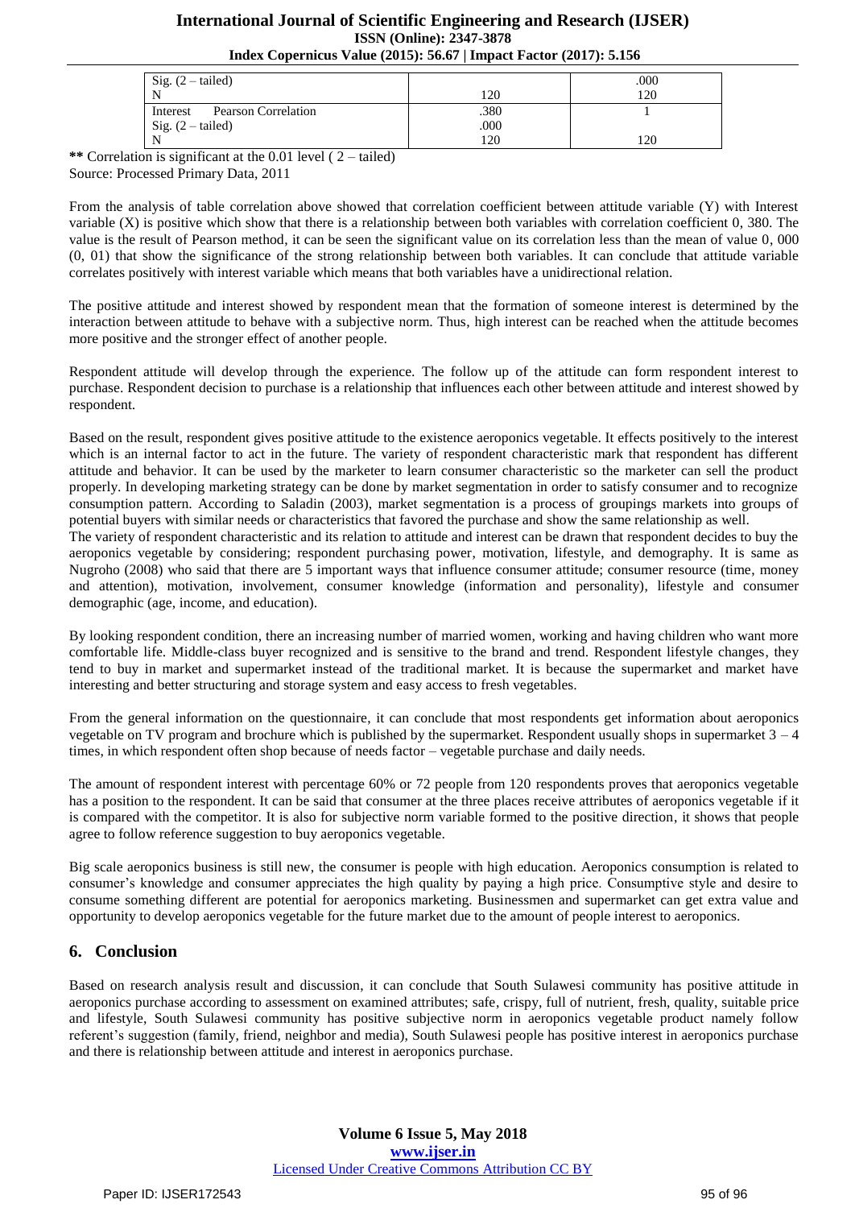|  |  |  |
| --- | --- | --- |
| Sig. (2 – tailed) |  | .000 |
| N | 120 | 120 |
| Interest Pearson Correlation | .380 | 1 |
| Sig. (2 – tailed) | .000 |  |
| N | 120 | 120 |

** Correlation is significant at the 0.01 level ( 2 – tailed)
Source: Processed Primary Data, 2011

From the analysis of table correlation above showed that correlation coefficient between attitude variable (Y) with Interest variable (X) is positive which show that there is a relationship between both variables with correlation coefficient 0, 380. The value is the result of Pearson method, it can be seen the significant value on its correlation less than the mean of value 0, 000 (0, 01) that show the significance of the strong relationship between both variables. It can conclude that attitude variable correlates positively with interest variable which means that both variables have a unidirectional relation.

The positive attitude and interest showed by respondent mean that the formation of someone interest is determined by the interaction between attitude to behave with a subjective norm. Thus, high interest can be reached when the attitude becomes more positive and the stronger effect of another people.

Respondent attitude will develop through the experience. The follow up of the attitude can form respondent interest to purchase. Respondent decision to purchase is a relationship that influences each other between attitude and interest showed by respondent.

Based on the result, respondent gives positive attitude to the existence aeroponics vegetable. It effects positively to the interest which is an internal factor to act in the future. The variety of respondent characteristic mark that respondent has different attitude and behavior. It can be used by the marketer to learn consumer characteristic so the marketer can sell the product properly. In developing marketing strategy can be done by market segmentation in order to satisfy consumer and to recognize consumption pattern. According to Saladin (2003), market segmentation is a process of groupings markets into groups of potential buyers with similar needs or characteristics that favored the purchase and show the same relationship as well.
The variety of respondent characteristic and its relation to attitude and interest can be drawn that respondent decides to buy the aeroponics vegetable by considering; respondent purchasing power, motivation, lifestyle, and demography. It is same as Nugroho (2008) who said that there are 5 important ways that influence consumer attitude; consumer resource (time, money and attention), motivation, involvement, consumer knowledge (information and personality), lifestyle and consumer demographic (age, income, and education).

By looking respondent condition, there an increasing number of married women, working and having children who want more comfortable life. Middle-class buyer recognized and is sensitive to the brand and trend. Respondent lifestyle changes, they tend to buy in market and supermarket instead of the traditional market. It is because the supermarket and market have interesting and better structuring and storage system and easy access to fresh vegetables.

From the general information on the questionnaire, it can conclude that most respondents get information about aeroponics vegetable on TV program and brochure which is published by the supermarket. Respondent usually shops in supermarket 3 – 4 times, in which respondent often shop because of needs factor – vegetable purchase and daily needs.

The amount of respondent interest with percentage 60% or 72 people from 120 respondents proves that aeroponics vegetable has a position to the respondent. It can be said that consumer at the three places receive attributes of aeroponics vegetable if it is compared with the competitor. It is also for subjective norm variable formed to the positive direction, it shows that people agree to follow reference suggestion to buy aeroponics vegetable.

Big scale aeroponics business is still new, the consumer is people with high education. Aeroponics consumption is related to consumer's knowledge and consumer appreciates the high quality by paying a high price. Consumptive style and desire to consume something different are potential for aeroponics marketing. Businessmen and supermarket can get extra value and opportunity to develop aeroponics vegetable for the future market due to the amount of people interest to aeroponics.

## 6. Conclusion

Based on research analysis result and discussion, it can conclude that South Sulawesi community has positive attitude in aeroponics purchase according to assessment on examined attributes; safe, crispy, full of nutrient, fresh, quality, suitable price and lifestyle, South Sulawesi community has positive subjective norm in aeroponics vegetable product namely follow referent's suggestion (family, friend, neighbor and media), South Sulawesi people has positive interest in aeroponics purchase and there is relationship between attitude and interest in aeroponics purchase.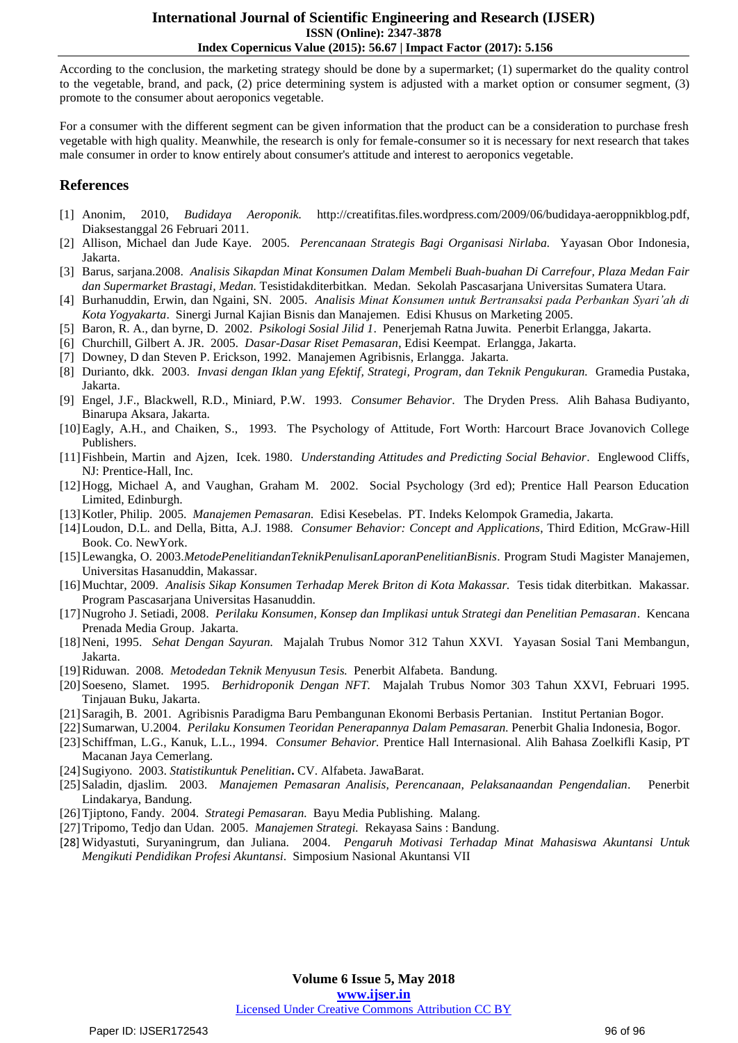According to the conclusion, the marketing strategy should be done by a supermarket; (1) supermarket do the quality control to the vegetable, brand, and pack, (2) price determining system is adjusted with a market option or consumer segment, (3) promote to the consumer about aeroponics vegetable.

For a consumer with the different segment can be given information that the product can be a consideration to purchase fresh vegetable with high quality. Meanwhile, the research is only for female-consumer so it is necessary for next research that takes male consumer in order to know entirely about consumer's attitude and interest to aeroponics vegetable.

## References

[1] Anonim, 2010, *Budidaya Aeroponik.* http://creatifitas.files.wordpress.com/2009/06/budidaya-aeroppnikblog.pdf, Diaksestanggal 26 Februari 2011.

[2] Allison, Michael dan Jude Kaye. 2005. *Perencanaan Strategis Bagi Organisasi Nirlaba.* Yayasan Obor Indonesia, Jakarta.

[3] Barus, sarjana.2008. *Analisis Sikapdan Minat Konsumen Dalam Membeli Buah-buahan Di Carrefour, Plaza Medan Fair dan Supermarket Brastagi, Medan.* Tesistidakditerbitkan. Medan. Sekolah Pascasarjana Universitas Sumatera Utara.

[4] Burhanuddin, Erwin, dan Ngaini, SN. 2005. *Analisis Minat Konsumen untuk Bertransaksi pada Perbankan Syari'ah di Kota Yogyakarta*. Sinergi Jurnal Kajian Bisnis dan Manajemen. Edisi Khusus on Marketing 2005.

[5] Baron, R. A., dan byrne, D. 2002. *Psikologi Sosial Jilid 1*. Penerjemah Ratna Juwita. Penerbit Erlangga, Jakarta.

[6] Churchill, Gilbert A. JR. 2005. *Dasar-Dasar Riset Pemasaran,* Edisi Keempat. Erlangga, Jakarta.

[7] Downey, D dan Steven P. Erickson, 1992. Manajemen Agribisnis, Erlangga. Jakarta.

[8] Durianto, dkk. 2003. *Invasi dengan Iklan yang Efektif, Strategi, Program, dan Teknik Pengukuran.* Gramedia Pustaka, Jakarta.

[9] Engel, J.F., Blackwell, R.D., Miniard, P.W. 1993. *Consumer Behavior*. The Dryden Press. Alih Bahasa Budiyanto, Binarupa Aksara, Jakarta.

[10] Eagly, A.H., and Chaiken, S., 1993. The Psychology of Attitude, Fort Worth: Harcourt Brace Jovanovich College Publishers.

[11] Fishbein, Martin and Ajzen, Icek. 1980. *Understanding Attitudes and Predicting Social Behavior*. Englewood Cliffs, NJ: Prentice-Hall, Inc.

[12] Hogg, Michael A, and Vaughan, Graham M. 2002. Social Psychology (3rd ed); Prentice Hall Pearson Education Limited, Edinburgh.

[13] Kotler, Philip. 2005. *Manajemen Pemasaran.* Edisi Kesebelas. PT. Indeks Kelompok Gramedia, Jakarta.

[14] Loudon, D.L. and Della, Bitta, A.J. 1988. *Consumer Behavior: Concept and Applications*, Third Edition, McGraw-Hill Book. Co. NewYork.

[15] Lewangka, O. 2003.*MetodePenelitiandanTeknikPenulisanLaporanPenelitianBisnis*. Program Studi Magister Manajemen, Universitas Hasanuddin, Makassar.

[16] Muchtar, 2009. *Analisis Sikap Konsumen Terhadap Merek Briton di Kota Makassar.* Tesis tidak diterbitkan. Makassar. Program Pascasarjana Universitas Hasanuddin.

[17] Nugroho J. Setiadi, 2008. *Perilaku Konsumen, Konsep dan Implikasi untuk Strategi dan Penelitian Pemasaran*. Kencana Prenada Media Group. Jakarta.

[18] Neni, 1995. *Sehat Dengan Sayuran.* Majalah Trubus Nomor 312 Tahun XXVI. Yayasan Sosial Tani Membangun, Jakarta.

[19] Riduwan. 2008. *Metodedan Teknik Menyusun Tesis.* Penerbit Alfabeta. Bandung.

[20] Soeseno, Slamet. 1995. *Berhidroponik Dengan NFT.* Majalah Trubus Nomor 303 Tahun XXVI, Februari 1995. Tinjauan Buku, Jakarta.

[21] Saragih, B. 2001. Agribisnis Paradigma Baru Pembangunan Ekonomi Berbasis Pertanian. Institut Pertanian Bogor.

[22] Sumarwan, U.2004. *Perilaku Konsumen Teoridan Penerapannya Dalam Pemasaran.* Penerbit Ghalia Indonesia, Bogor.

[23] Schiffman, L.G., Kanuk, L.L., 1994. *Consumer Behavior.* Prentice Hall Internasional. Alih Bahasa Zoelkifli Kasip, PT Macanan Jaya Cemerlang.

[24] Sugiyono. 2003. *Statistikuntuk Penelitian***.** CV. Alfabeta. JawaBarat.

[25] Saladin, djaslim. 2003. *Manajemen Pemasaran Analisis, Perencanaan, Pelaksanaandan Pengendalian*. Penerbit Lindakarya, Bandung.

[26] Tjiptono, Fandy. 2004. *Strategi Pemasaran.* Bayu Media Publishing. Malang.

[27] Tripomo, Tedjo dan Udan. 2005. *Manajemen Strategi.* Rekayasa Sains : Bandung.

[28] Widyastuti, Suryaningrum, dan Juliana. 2004. *Pengaruh Motivasi Terhadap Minat Mahasiswa Akuntansi Untuk Mengikuti Pendidikan Profesi Akuntansi*. Simposium Nasional Akuntansi VII